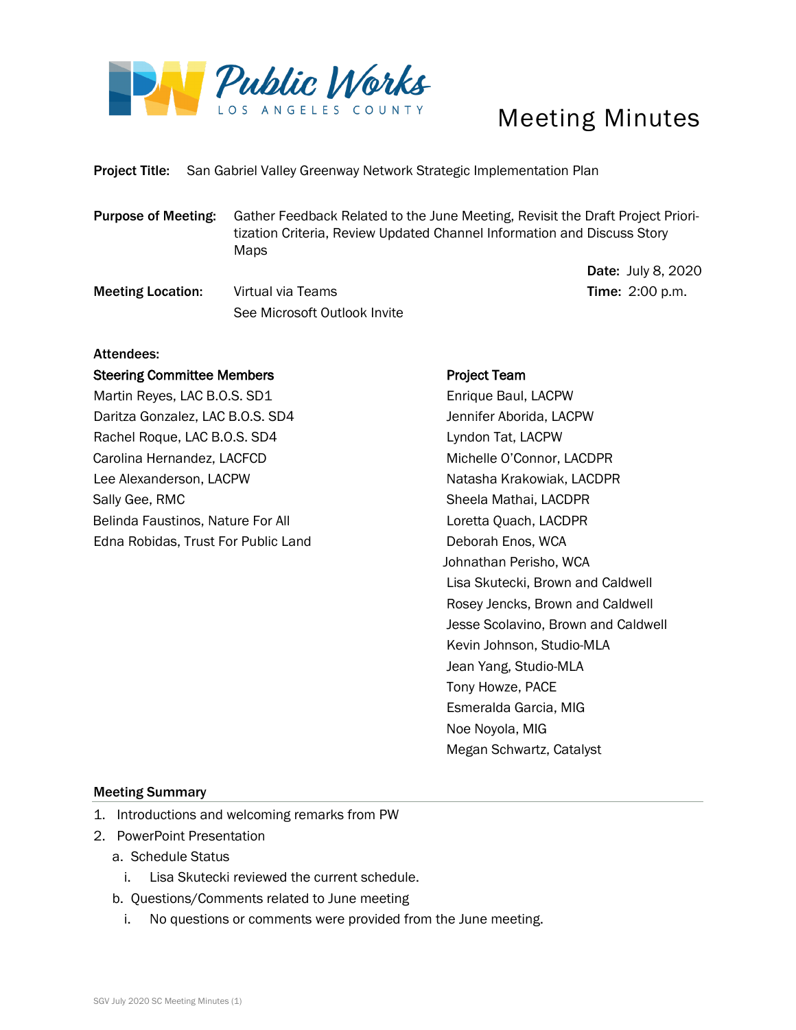Public Works
LOS ANGELES COUNTY

# Meeting Minutes

**Project Title:** San Gabriel Valley Greenway Network Strategic Implementation Plan

**Purpose of Meeting:** Gather Feedback Related to the June Meeting, Revisit the Draft Project Prioritization Criteria, Review Updated Channel Information and Discuss Story Maps

**Date:** July 8, 2020

**Meeting Location:** Virtual via Teams
See Microsoft Outlook Invite

**Time:** 2:00 p.m.

**Attendees:**

**Steering Committee Members**

Martin Reyes, LAC B.O.S. SD1
Daritza Gonzalez, LAC B.O.S. SD4
Rachel Roque, LAC B.O.S. SD4
Carolina Hernandez, LACFCD
Lee Alexanderson, LACPW
Sally Gee, RMC
Belinda Faustinos, Nature For All
Edna Robidas, Trust For Public Land

**Project Team**

Enrique Baul, LACPW
Jennifer Aborida, LACPW
Lyndon Tat, LACPW
Michelle O'Connor, LACDPR
Natasha Krakowiak, LACDPR
Sheela Mathai, LACDPR
Loretta Quach, LACDPR
Deborah Enos, WCA
Johnathan Perisho, WCA
Lisa Skutecki, Brown and Caldwell
Rosey Jencks, Brown and Caldwell
Jesse Scolavino, Brown and Caldwell
Kevin Johnson, Studio-MLA
Jean Yang, Studio-MLA
Tony Howze, PACE
Esmeralda Garcia, MIG
Noe Noyola, MIG
Megan Schwartz, Catalyst

## Meeting Summary

1. Introductions and welcoming remarks from PW
2. PowerPoint Presentation
   a. Schedule Status
      i. Lisa Skutecki reviewed the current schedule.
   b. Questions/Comments related to June meeting
      i. No questions or comments were provided from the June meeting.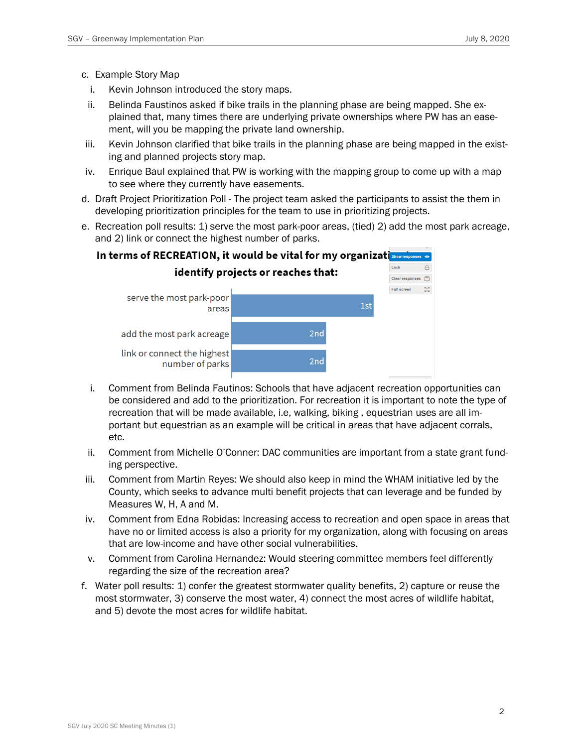c. Example Story Map
   i. Kevin Johnson introduced the story maps.
   ii. Belinda Faustinos asked if bike trails in the planning phase are being mapped. She explained that, many times there are underlying private ownerships where PW has an easement, will you be mapping the private land ownership.
   iii. Kevin Johnson clarified that bike trails in the planning phase are being mapped in the existing and planned projects story map.
   iv. Enrique Baul explained that PW is working with the mapping group to come up with a map to see where they currently have easements.

d. Draft Project Prioritization Poll - The project team asked the participants to assist the them in developing prioritization principles for the team to use in prioritizing projects.

e. Recreation poll results: 1) serve the most park-poor areas, (tied) 2) add the most park acreage, and 2) link or connect the highest number of parks.

**In terms of RECREATION, it would be vital for my organizati... identify projects or reaches that:**

| Option | Rank |
| --- | --- |
| serve the most park-poor areas | 1st |
| add the most park acreage | 2nd |
| link or connect the highest number of parks | 2nd |

   i. Comment from Belinda Fautinos: Schools that have adjacent recreation opportunities can be considered and add to the prioritization. For recreation it is important to note the type of recreation that will be made available, i.e, walking, biking , equestrian uses are all important but equestrian as an example will be critical in areas that have adjacent corrals, etc.
   ii. Comment from Michelle O'Conner: DAC communities are important from a state grant funding perspective.
   iii. Comment from Martin Reyes: We should also keep in mind the WHAM initiative led by the County, which seeks to advance multi benefit projects that can leverage and be funded by Measures W, H, A and M.
   iv. Comment from Edna Robidas: Increasing access to recreation and open space in areas that have no or limited access is also a priority for my organization, along with focusing on areas that are low-income and have other social vulnerabilities.
   v. Comment from Carolina Hernandez: Would steering committee members feel differently regarding the size of the recreation area?

f. Water poll results: 1) confer the greatest stormwater quality benefits, 2) capture or reuse the most stormwater, 3) conserve the most water, 4) connect the most acres of wildlife habitat, and 5) devote the most acres for wildlife habitat.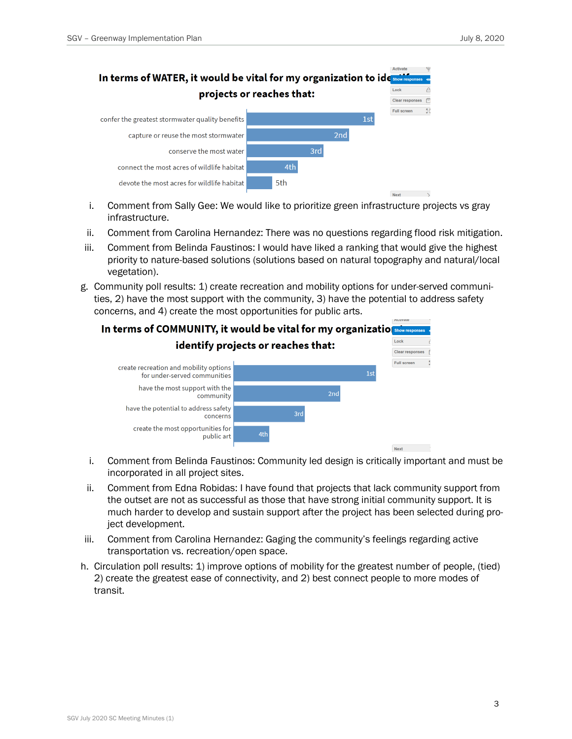**In terms of WATER, it would be vital for my organization to identify projects or reaches that:**

| Option | Rank |
|---|---|
| confer the greatest stormwater quality benefits | 1st |
| capture or reuse the most stormwater | 2nd |
| conserve the most water | 3rd |
| connect the most acres of wildlife habitat | 4th |
| devote the most acres for wildlife habitat | 5th |

i. Comment from Sally Gee: We would like to prioritize green infrastructure projects vs gray infrastructure.

ii. Comment from Carolina Hernandez: There was no questions regarding flood risk mitigation.

iii. Comment from Belinda Faustinos: I would have liked a ranking that would give the highest priority to nature-based solutions (solutions based on natural topography and natural/local vegetation).

g. Community poll results: 1) create recreation and mobility options for under-served communities, 2) have the most support with the community, 3) have the potential to address safety concerns, and 4) create the most opportunities for public arts.

**In terms of COMMUNITY, it would be vital for my organization to identify projects or reaches that:**

| Option | Rank |
|---|---|
| create recreation and mobility options for under-served communities | 1st |
| have the most support with the community | 2nd |
| have the potential to address safety concerns | 3rd |
| create the most opportunities for public art | 4th |

i. Comment from Belinda Faustinos: Community led design is critically important and must be incorporated in all project sites.

ii. Comment from Edna Robidas: I have found that projects that lack community support from the outset are not as successful as those that have strong initial community support. It is much harder to develop and sustain support after the project has been selected during project development.

iii. Comment from Carolina Hernandez: Gaging the community's feelings regarding active transportation vs. recreation/open space.

h. Circulation poll results: 1) improve options of mobility for the greatest number of people, (tied) 2) create the greatest ease of connectivity, and 2) best connect people to more modes of transit.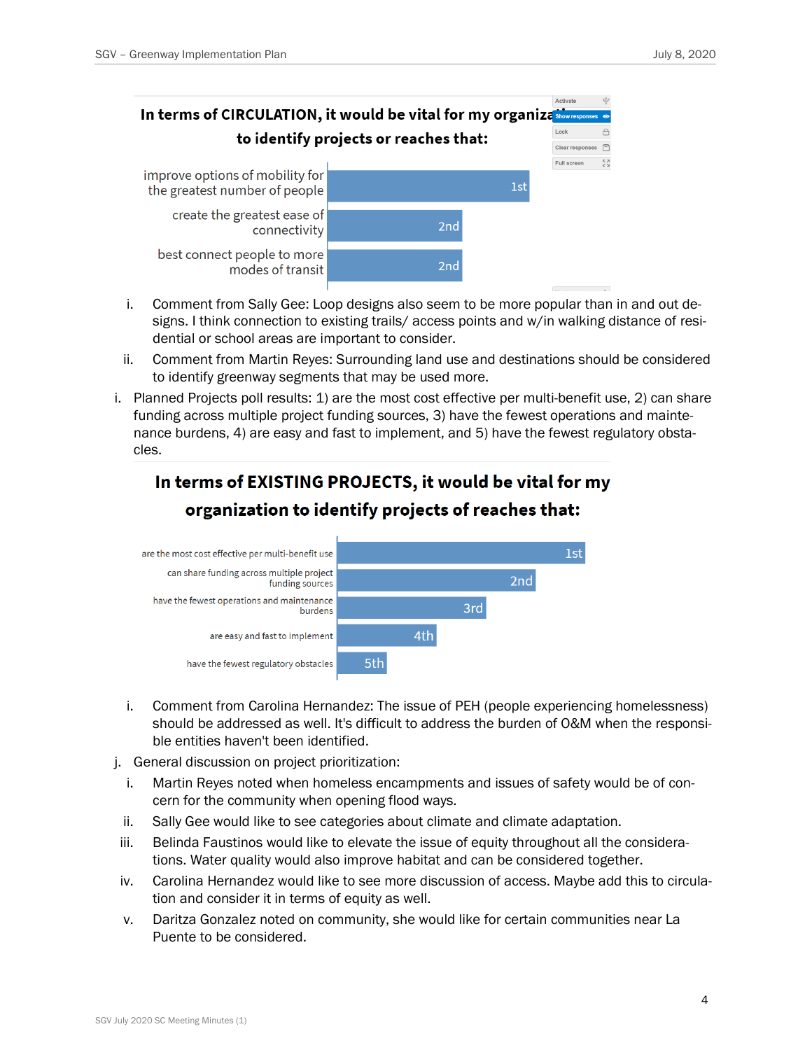**In terms of CIRCULATION, it would be vital for my organization to identify projects or reaches that:**

| Option | Rank |
| --- | --- |
| improve options of mobility for the greatest number of people | 1st |
| create the greatest ease of connectivity | 2nd |
| best connect people to more modes of transit | 2nd |

i. Comment from Sally Gee: Loop designs also seem to be more popular than in and out designs. I think connection to existing trails/ access points and w/in walking distance of residential or school areas are important to consider.

ii. Comment from Martin Reyes: Surrounding land use and destinations should be considered to identify greenway segments that may be used more.

i. Planned Projects poll results: 1) are the most cost effective per multi-benefit use, 2) can share funding across multiple project funding sources, 3) have the fewest operations and maintenance burdens, 4) are easy and fast to implement, and 5) have the fewest regulatory obstacles.

**In terms of EXISTING PROJECTS, it would be vital for my organization to identify projects of reaches that:**

| Option | Rank |
| --- | --- |
| are the most cost effective per multi-benefit use | 1st |
| can share funding across multiple project funding sources | 2nd |
| have the fewest operations and maintenance burdens | 3rd |
| are easy and fast to implement | 4th |
| have the fewest regulatory obstacles | 5th |

i. Comment from Carolina Hernandez: The issue of PEH (people experiencing homelessness) should be addressed as well. It's difficult to address the burden of O&M when the responsible entities haven't been identified.

j. General discussion on project prioritization:

i. Martin Reyes noted when homeless encampments and issues of safety would be of concern for the community when opening flood ways.

ii. Sally Gee would like to see categories about climate and climate adaptation.

iii. Belinda Faustinos would like to elevate the issue of equity throughout all the considerations. Water quality would also improve habitat and can be considered together.

iv. Carolina Hernandez would like to see more discussion of access. Maybe add this to circulation and consider it in terms of equity as well.

v. Daritza Gonzalez noted on community, she would like for certain communities near La Puente to be considered.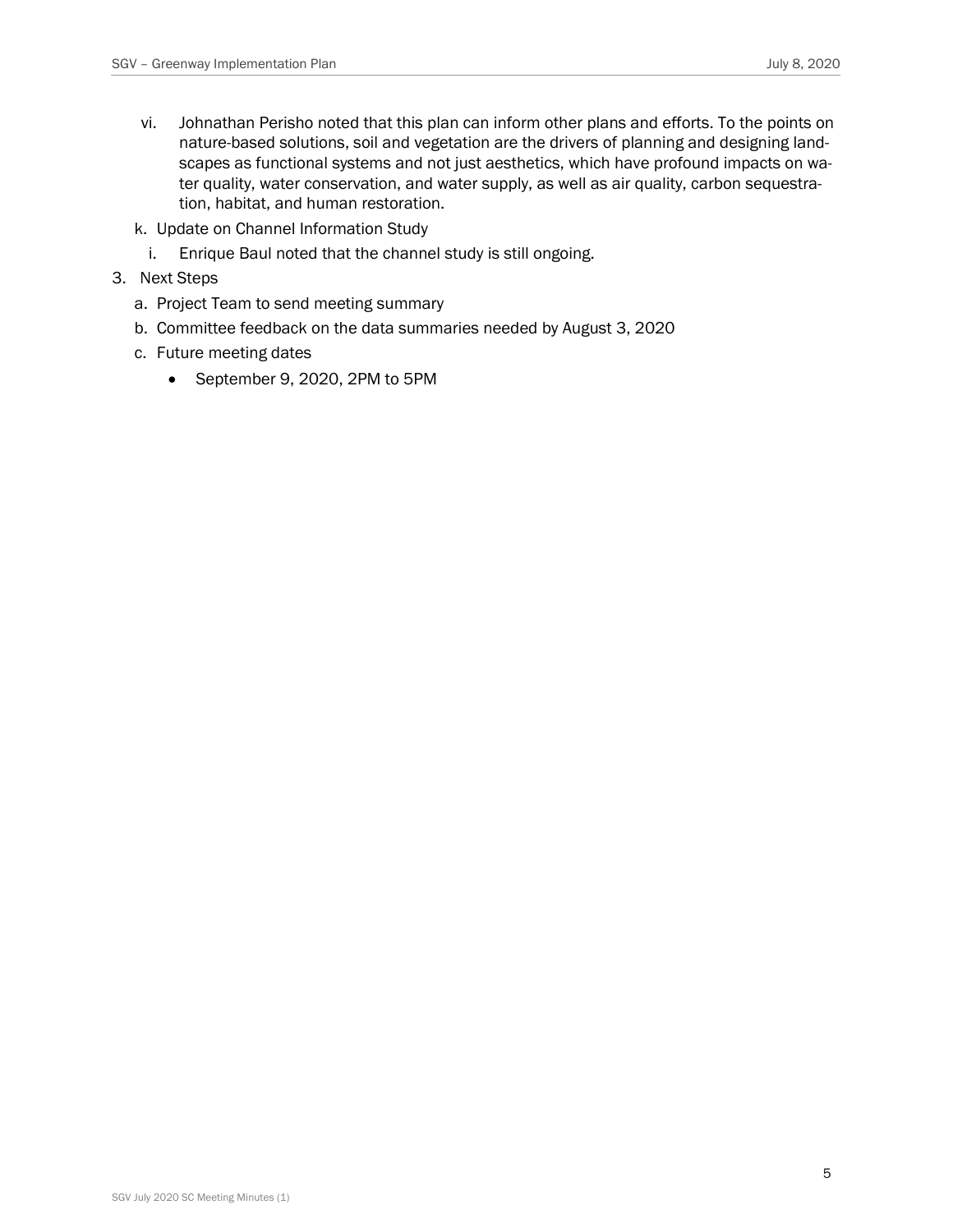vi. Johnathan Perisho noted that this plan can inform other plans and efforts. To the points on nature-based solutions, soil and vegetation are the drivers of planning and designing landscapes as functional systems and not just aesthetics, which have profound impacts on water quality, water conservation, and water supply, as well as air quality, carbon sequestration, habitat, and human restoration.

k. Update on Channel Information Study

   i. Enrique Baul noted that the channel study is still ongoing.

3. Next Steps

   a. Project Team to send meeting summary

   b. Committee feedback on the data summaries needed by August 3, 2020

   c. Future meeting dates

      - September 9, 2020, 2PM to 5PM